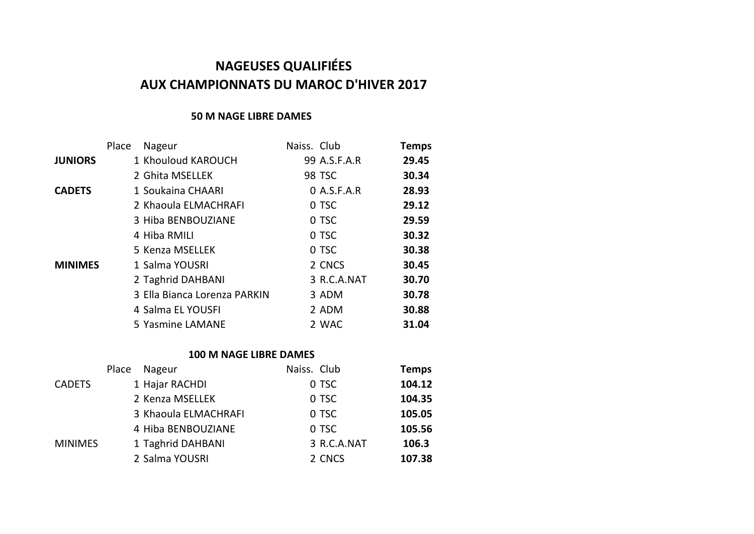# NAGEUSES QUALIFIÉES
# AUX CHAMPIONNATS DU MAROC D'HIVER 2017

### 50 M NAGE LIBRE DAMES

| | Place | Nageur | Naiss. | Club | Temps |
|---|---|---|---|---|---|
| **JUNIORS** | 1 | Khouloud KAROUCH | 99 | A.S.F.A.R | **29.45** |
| | 2 | Ghita MSELLEK | 98 | TSC | **30.34** |
| **CADETS** | 1 | Soukaina CHAARI | 0 | A.S.F.A.R | **28.93** |
| | 2 | Khaoula ELMACHRAFI | 0 | TSC | **29.12** |
| | 3 | Hiba BENBOUZIANE | 0 | TSC | **29.59** |
| | 4 | Hiba RMILI | 0 | TSC | **30.32** |
| | 5 | Kenza MSELLEK | 0 | TSC | **30.38** |
| **MINIMES** | 1 | Salma YOUSRI | 2 | CNCS | **30.45** |
| | 2 | Taghrid DAHBANI | 3 | R.C.A.NAT | **30.70** |
| | 3 | Ella Bianca Lorenza PARKIN | 3 | ADM | **30.78** |
| | 4 | Salma EL YOUSFI | 2 | ADM | **30.88** |
| | 5 | Yasmine LAMANE | 2 | WAC | **31.04** |

### 100 M NAGE LIBRE DAMES

| | Place | Nageur | Naiss. | Club | Temps |
|---|---|---|---|---|---|
| CADETS | 1 | Hajar RACHDI | 0 | TSC | **104.12** |
| | 2 | Kenza MSELLEK | 0 | TSC | **104.35** |
| | 3 | Khaoula ELMACHRAFI | 0 | TSC | **105.05** |
| | 4 | Hiba BENBOUZIANE | 0 | TSC | **105.56** |
| MINIMES | 1 | Taghrid DAHBANI | 3 | R.C.A.NAT | **106.3** |
| | 2 | Salma YOUSRI | 2 | CNCS | **107.38** |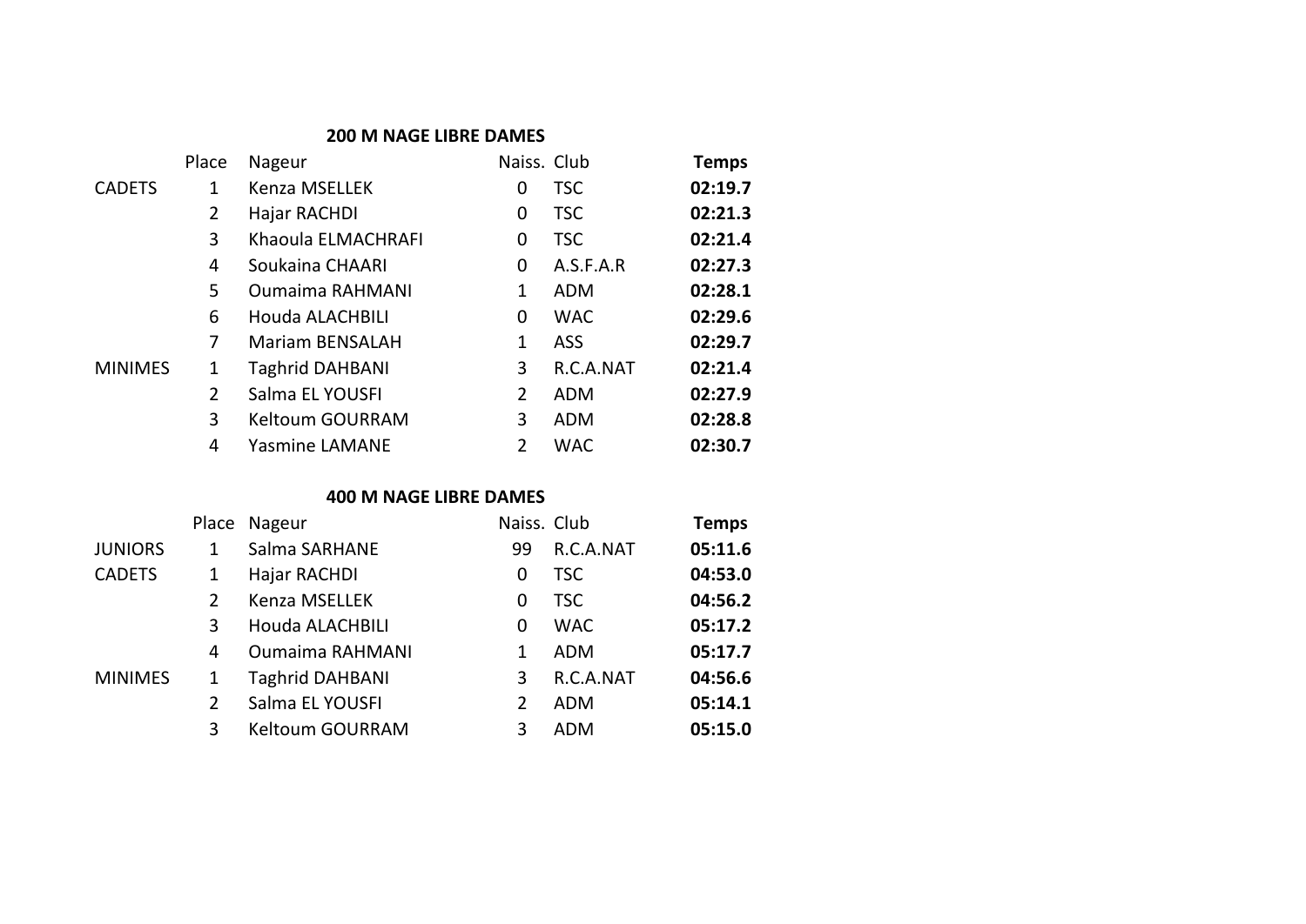### 200 M NAGE LIBRE DAMES

| | Place | Nageur | Naiss. | Club | Temps |
|---|---|---|---|---|---|
| CADETS | 1 | Kenza MSELLEK | 0 | TSC | **02:19.7** |
| | 2 | Hajar RACHDI | 0 | TSC | **02:21.3** |
| | 3 | Khaoula ELMACHRAFI | 0 | TSC | **02:21.4** |
| | 4 | Soukaina CHAARI | 0 | A.S.F.A.R | **02:27.3** |
| | 5 | Oumaima RAHMANI | 1 | ADM | **02:28.1** |
| | 6 | Houda ALACHBILI | 0 | WAC | **02:29.6** |
| | 7 | Mariam BENSALAH | 1 | ASS | **02:29.7** |
| MINIMES | 1 | Taghrid DAHBANI | 3 | R.C.A.NAT | **02:21.4** |
| | 2 | Salma EL YOUSFI | 2 | ADM | **02:27.9** |
| | 3 | Keltoum GOURRAM | 3 | ADM | **02:28.8** |
| | 4 | Yasmine LAMANE | 2 | WAC | **02:30.7** |

### 400 M NAGE LIBRE DAMES

| | Place | Nageur | Naiss. | Club | Temps |
|---|---|---|---|---|---|
| JUNIORS | 1 | Salma SARHANE | 99 | R.C.A.NAT | **05:11.6** |
| CADETS | 1 | Hajar RACHDI | 0 | TSC | **04:53.0** |
| | 2 | Kenza MSELLEK | 0 | TSC | **04:56.2** |
| | 3 | Houda ALACHBILI | 0 | WAC | **05:17.2** |
| | 4 | Oumaima RAHMANI | 1 | ADM | **05:17.7** |
| MINIMES | 1 | Taghrid DAHBANI | 3 | R.C.A.NAT | **04:56.6** |
| | 2 | Salma EL YOUSFI | 2 | ADM | **05:14.1** |
| | 3 | Keltoum GOURRAM | 3 | ADM | **05:15.0** |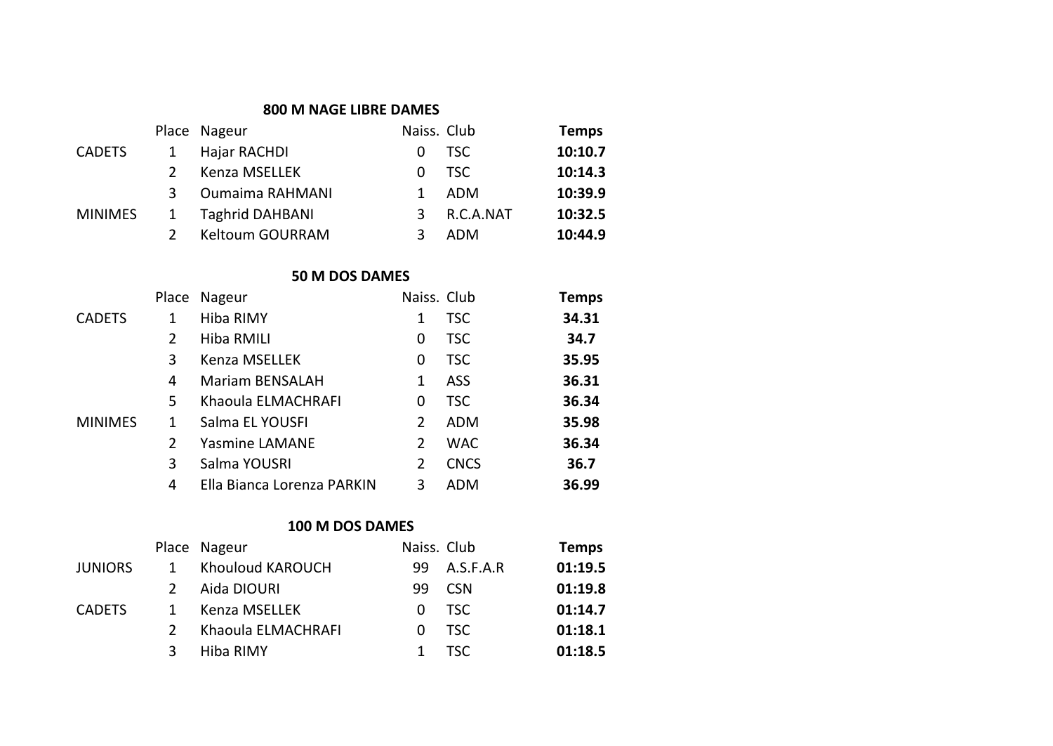### 800 M NAGE LIBRE DAMES

| | Place | Nageur | Naiss. | Club | Temps |
|---|---|---|---|---|---|
| CADETS | 1 | Hajar RACHDI | 0 | TSC | **10:10.7** |
| | 2 | Kenza MSELLEK | 0 | TSC | **10:14.3** |
| | 3 | Oumaima RAHMANI | 1 | ADM | **10:39.9** |
| MINIMES | 1 | Taghrid DAHBANI | 3 | R.C.A.NAT | **10:32.5** |
| | 2 | Keltoum GOURRAM | 3 | ADM | **10:44.9** |

### 50 M DOS DAMES

| | Place | Nageur | Naiss. | Club | Temps |
|---|---|---|---|---|---|
| CADETS | 1 | Hiba RIMY | 1 | TSC | **34.31** |
| | 2 | Hiba RMILI | 0 | TSC | **34.7** |
| | 3 | Kenza MSELLEK | 0 | TSC | **35.95** |
| | 4 | Mariam BENSALAH | 1 | ASS | **36.31** |
| | 5 | Khaoula ELMACHRAFI | 0 | TSC | **36.34** |
| MINIMES | 1 | Salma EL YOUSFI | 2 | ADM | **35.98** |
| | 2 | Yasmine LAMANE | 2 | WAC | **36.34** |
| | 3 | Salma YOUSRI | 2 | CNCS | **36.7** |
| | 4 | Ella Bianca Lorenza PARKIN | 3 | ADM | **36.99** |

### 100 M DOS DAMES

| | Place | Nageur | Naiss. | Club | Temps |
|---|---|---|---|---|---|
| JUNIORS | 1 | Khouloud KAROUCH | 99 | A.S.F.A.R | **01:19.5** |
| | 2 | Aida DIOURI | 99 | CSN | **01:19.8** |
| CADETS | 1 | Kenza MSELLEK | 0 | TSC | **01:14.7** |
| | 2 | Khaoula ELMACHRAFI | 0 | TSC | **01:18.1** |
| | 3 | Hiba RIMY | 1 | TSC | **01:18.5** |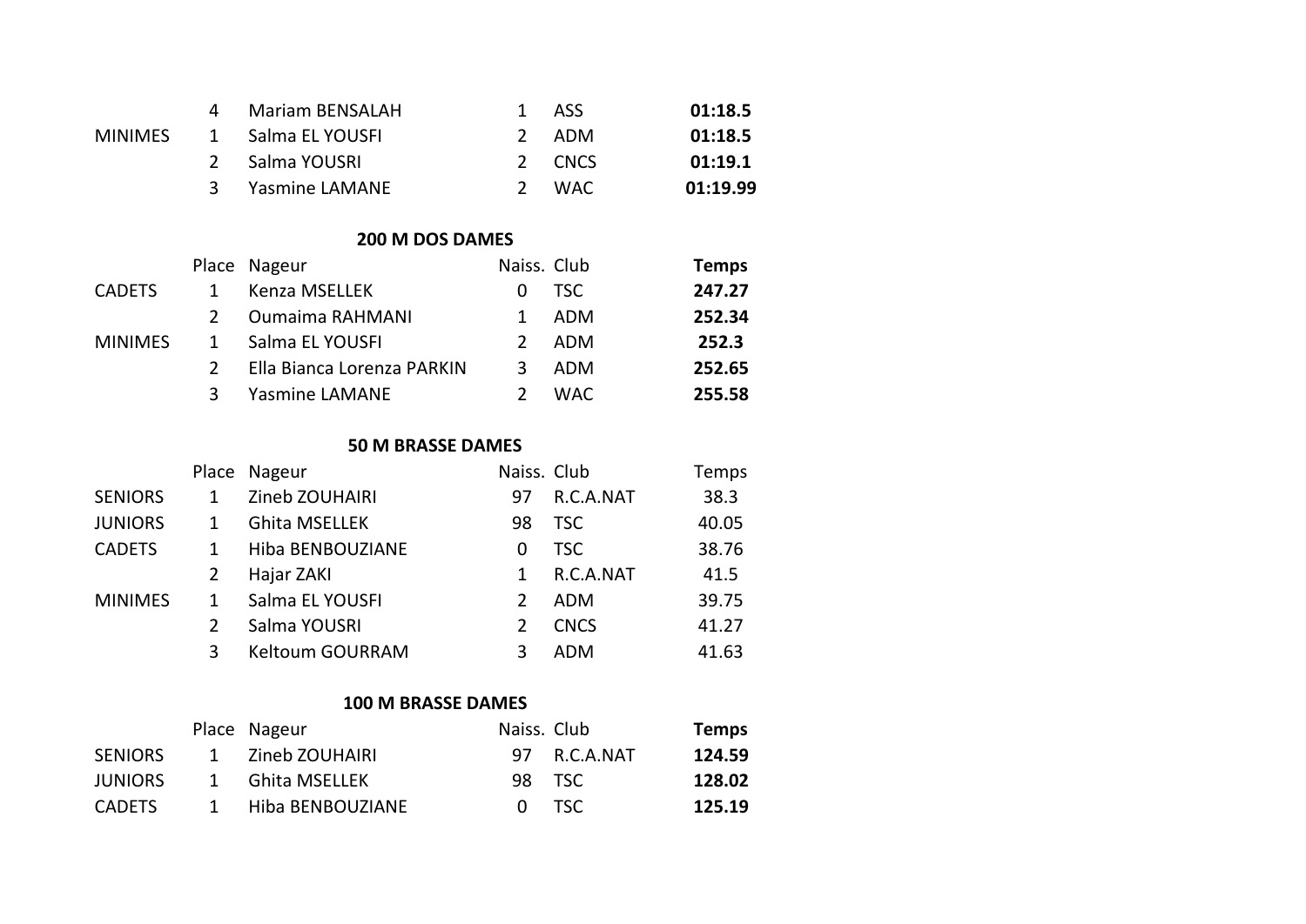| | | | | | |
|---|---|---|---|---|---|
| | 4 | Mariam BENSALAH | 1 | ASS | **01:18.5** |
| MINIMES | 1 | Salma EL YOUSFI | 2 | ADM | **01:18.5** |
| | 2 | Salma YOUSRI | 2 | CNCS | **01:19.1** |
| | 3 | Yasmine LAMANE | 2 | WAC | **01:19.99** |

### 200 M DOS DAMES

| | Place | Nageur | Naiss. | Club | **Temps** |
|---|---|---|---|---|---|
| CADETS | 1 | Kenza MSELLEK | 0 | TSC | **247.27** |
| | 2 | Oumaima RAHMANI | 1 | ADM | **252.34** |
| MINIMES | 1 | Salma EL YOUSFI | 2 | ADM | **252.3** |
| | 2 | Ella Bianca Lorenza PARKIN | 3 | ADM | **252.65** |
| | 3 | Yasmine LAMANE | 2 | WAC | **255.58** |

### 50 M BRASSE DAMES

| | Place | Nageur | Naiss. | Club | Temps |
|---|---|---|---|---|---|
| SENIORS | 1 | Zineb ZOUHAIRI | 97 | R.C.A.NAT | 38.3 |
| JUNIORS | 1 | Ghita MSELLEK | 98 | TSC | 40.05 |
| CADETS | 1 | Hiba BENBOUZIANE | 0 | TSC | 38.76 |
| | 2 | Hajar ZAKI | 1 | R.C.A.NAT | 41.5 |
| MINIMES | 1 | Salma EL YOUSFI | 2 | ADM | 39.75 |
| | 2 | Salma YOUSRI | 2 | CNCS | 41.27 |
| | 3 | Keltoum GOURRAM | 3 | ADM | 41.63 |

### 100 M BRASSE DAMES

| | Place | Nageur | Naiss. | Club | **Temps** |
|---|---|---|---|---|---|
| SENIORS | 1 | Zineb ZOUHAIRI | 97 | R.C.A.NAT | **124.59** |
| JUNIORS | 1 | Ghita MSELLEK | 98 | TSC | **128.02** |
| CADETS | 1 | Hiba BENBOUZIANE | 0 | TSC | **125.19** |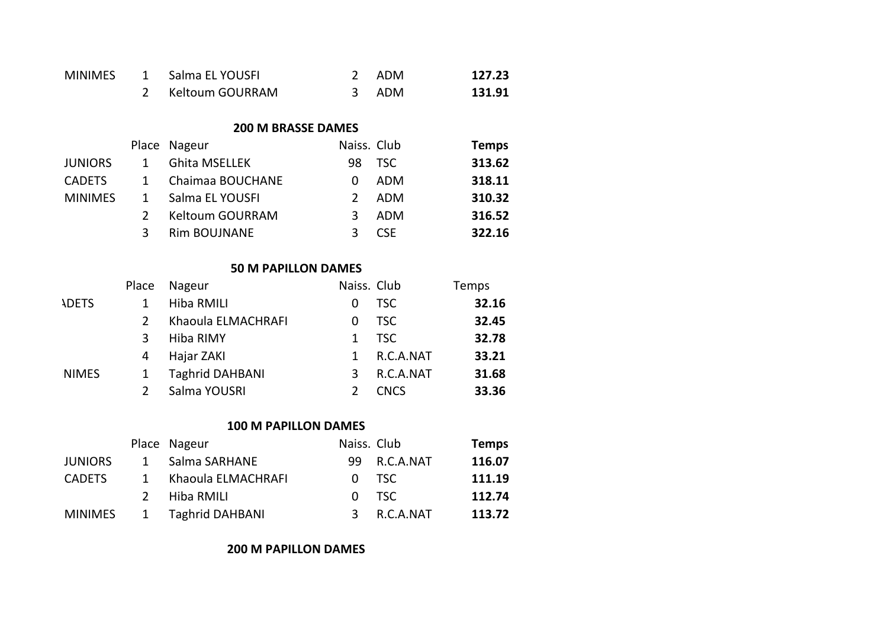| | | | | | |
|---|---|---|---|---|---|
| MINIMES | 1 | Salma EL YOUSFI | 2 | ADM | **127.23** |
| | 2 | Keltoum GOURRAM | 3 | ADM | **131.91** |

### 200 M BRASSE DAMES

| | Place | Nageur | Naiss. | Club | **Temps** |
|---|---|---|---|---|---|
| JUNIORS | 1 | Ghita MSELLEK | 98 | TSC | **313.62** |
| CADETS | 1 | Chaimaa BOUCHANE | 0 | ADM | **318.11** |
| MINIMES | 1 | Salma EL YOUSFI | 2 | ADM | **310.32** |
| | 2 | Keltoum GOURRAM | 3 | ADM | **316.52** |
| | 3 | Rim BOUJNANE | 3 | CSE | **322.16** |

### 50 M PAPILLON DAMES

| | Place | Nageur | Naiss. | Club | Temps |
|---|---|---|---|---|---|
| ADETS | 1 | Hiba RMILI | 0 | TSC | **32.16** |
| | 2 | Khaoula ELMACHRAFI | 0 | TSC | **32.45** |
| | 3 | Hiba RIMY | 1 | TSC | **32.78** |
| | 4 | Hajar ZAKI | 1 | R.C.A.NAT | **33.21** |
| NIMES | 1 | Taghrid DAHBANI | 3 | R.C.A.NAT | **31.68** |
| | 2 | Salma YOUSRI | 2 | CNCS | **33.36** |

### 100 M PAPILLON DAMES

| | Place | Nageur | Naiss. | Club | **Temps** |
|---|---|---|---|---|---|
| JUNIORS | 1 | Salma SARHANE | 99 | R.C.A.NAT | **116.07** |
| CADETS | 1 | Khaoula ELMACHRAFI | 0 | TSC | **111.19** |
| | 2 | Hiba RMILI | 0 | TSC | **112.74** |
| MINIMES | 1 | Taghrid DAHBANI | 3 | R.C.A.NAT | **113.72** |

### 200 M PAPILLON DAMES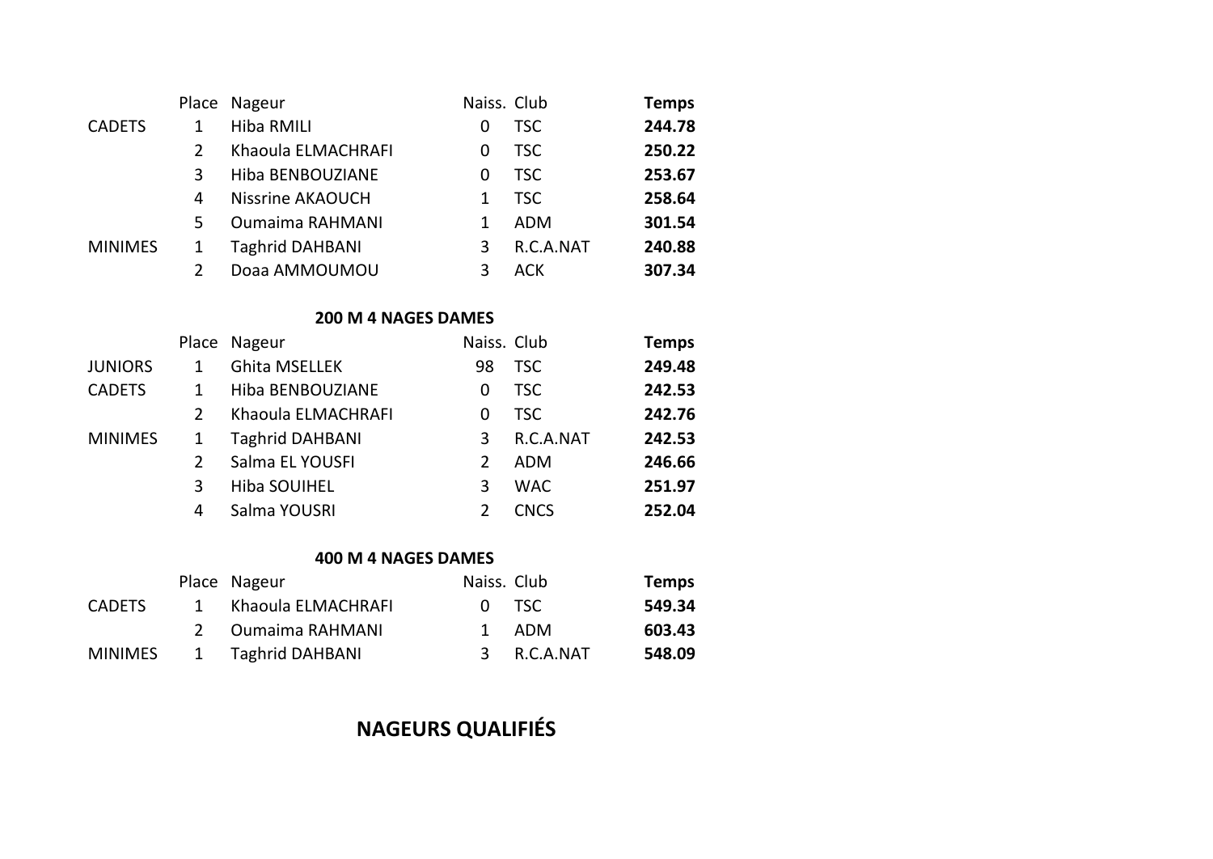| | Place | Nageur | Naiss. | Club | **Temps** |
|---|---|---|---|---|---|
| CADETS | 1 | Hiba RMILI | 0 | TSC | **244.78** |
| | 2 | Khaoula ELMACHRAFI | 0 | TSC | **250.22** |
| | 3 | Hiba BENBOUZIANE | 0 | TSC | **253.67** |
| | 4 | Nissrine AKAOUCH | 1 | TSC | **258.64** |
| | 5 | Oumaima RAHMANI | 1 | ADM | **301.54** |
| MINIMES | 1 | Taghrid DAHBANI | 3 | R.C.A.NAT | **240.88** |
| | 2 | Doaa AMMOUMOU | 3 | ACK | **307.34** |

**200 M 4 NAGES DAMES**

| | Place | Nageur | Naiss. | Club | **Temps** |
|---|---|---|---|---|---|
| JUNIORS | 1 | Ghita MSELLEK | 98 | TSC | **249.48** |
| CADETS | 1 | Hiba BENBOUZIANE | 0 | TSC | **242.53** |
| | 2 | Khaoula ELMACHRAFI | 0 | TSC | **242.76** |
| MINIMES | 1 | Taghrid DAHBANI | 3 | R.C.A.NAT | **242.53** |
| | 2 | Salma EL YOUSFI | 2 | ADM | **246.66** |
| | 3 | Hiba SOUIHEL | 3 | WAC | **251.97** |
| | 4 | Salma YOUSRI | 2 | CNCS | **252.04** |

**400 M 4 NAGES DAMES**

| | Place | Nageur | Naiss. | Club | **Temps** |
|---|---|---|---|---|---|
| CADETS | 1 | Khaoula ELMACHRAFI | 0 | TSC | **549.34** |
| | 2 | Oumaima RAHMANI | 1 | ADM | **603.43** |
| MINIMES | 1 | Taghrid DAHBANI | 3 | R.C.A.NAT | **548.09** |

## NAGEURS QUALIFIÉS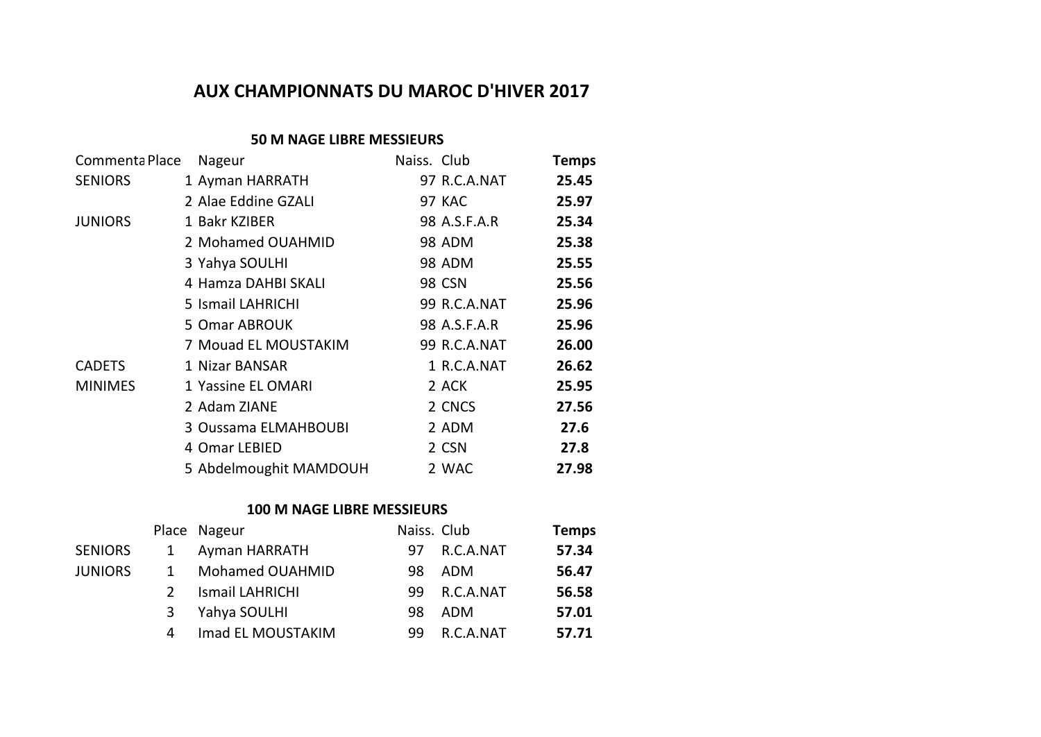# AUX CHAMPIONNATS DU MAROC D'HIVER 2017

## 50 M NAGE LIBRE MESSIEURS

| Commenta | Place | Nageur | Naiss. | Club | Temps |
|---|---|---|---|---|---|
| SENIORS | 1 | Ayman HARRATH | 97 | R.C.A.NAT | **25.45** |
| | 2 | Alae Eddine GZALI | 97 | KAC | **25.97** |
| JUNIORS | 1 | Bakr KZIBER | 98 | A.S.F.A.R | **25.34** |
| | 2 | Mohamed OUAHMID | 98 | ADM | **25.38** |
| | 3 | Yahya SOULHI | 98 | ADM | **25.55** |
| | 4 | Hamza DAHBI SKALI | 98 | CSN | **25.56** |
| | 5 | Ismail LAHRICHI | 99 | R.C.A.NAT | **25.96** |
| | 5 | Omar ABROUK | 98 | A.S.F.A.R | **25.96** |
| | 7 | Mouad EL MOUSTAKIM | 99 | R.C.A.NAT | **26.00** |
| CADETS | 1 | Nizar BANSAR | 1 | R.C.A.NAT | **26.62** |
| MINIMES | 1 | Yassine EL OMARI | 2 | ACK | **25.95** |
| | 2 | Adam ZIANE | 2 | CNCS | **27.56** |
| | 3 | Oussama ELMAHBOUBI | 2 | ADM | **27.6** |
| | 4 | Omar LEBIED | 2 | CSN | **27.8** |
| | 5 | Abdelmoughit MAMDOUH | 2 | WAC | **27.98** |

## 100 M NAGE LIBRE MESSIEURS

| | Place | Nageur | Naiss. | Club | Temps |
|---|---|---|---|---|---|
| SENIORS | 1 | Ayman HARRATH | 97 | R.C.A.NAT | **57.34** |
| JUNIORS | 1 | Mohamed OUAHMID | 98 | ADM | **56.47** |
| | 2 | Ismail LAHRICHI | 99 | R.C.A.NAT | **56.58** |
| | 3 | Yahya SOULHI | 98 | ADM | **57.01** |
| | 4 | Imad EL MOUSTAKIM | 99 | R.C.A.NAT | **57.71** |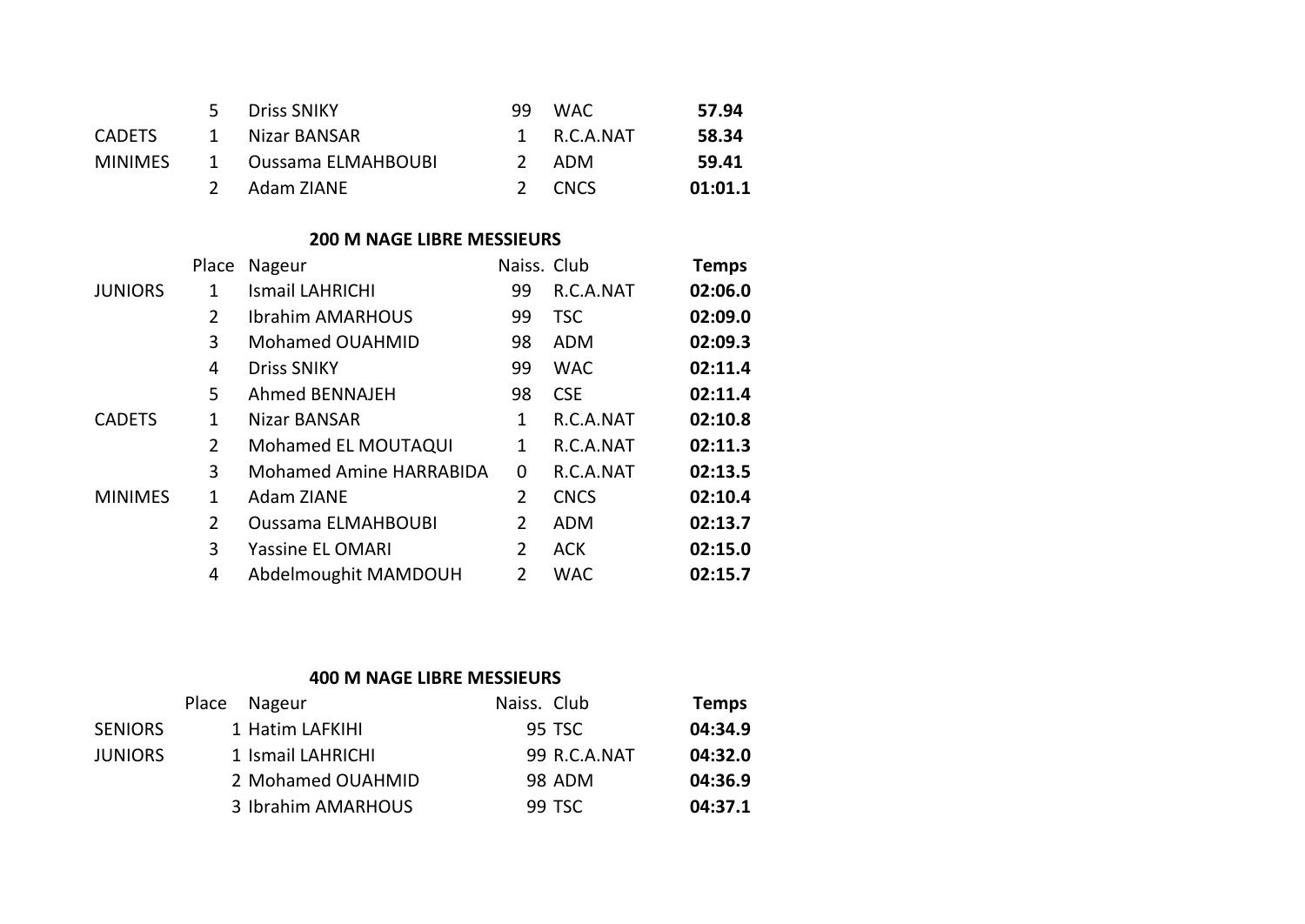| | | | | | |
|---|---|---|---|---|---|
| | 5 | Driss SNIKY | 99 | WAC | **57.94** |
| CADETS | 1 | Nizar BANSAR | 1 | R.C.A.NAT | **58.34** |
| MINIMES | 1 | Oussama ELMAHBOUBI | 2 | ADM | **59.41** |
| | 2 | Adam ZIANE | 2 | CNCS | **01:01.1** |

### 200 M NAGE LIBRE MESSIEURS

| | Place | Nageur | Naiss. | Club | **Temps** |
|---|---|---|---|---|---|
| JUNIORS | 1 | Ismail LAHRICHI | 99 | R.C.A.NAT | **02:06.0** |
| | 2 | Ibrahim AMARHOUS | 99 | TSC | **02:09.0** |
| | 3 | Mohamed OUAHMID | 98 | ADM | **02:09.3** |
| | 4 | Driss SNIKY | 99 | WAC | **02:11.4** |
| | 5 | Ahmed BENNAJEH | 98 | CSE | **02:11.4** |
| CADETS | 1 | Nizar BANSAR | 1 | R.C.A.NAT | **02:10.8** |
| | 2 | Mohamed EL MOUTAQUI | 1 | R.C.A.NAT | **02:11.3** |
| | 3 | Mohamed Amine HARRABIDA | 0 | R.C.A.NAT | **02:13.5** |
| MINIMES | 1 | Adam ZIANE | 2 | CNCS | **02:10.4** |
| | 2 | Oussama ELMAHBOUBI | 2 | ADM | **02:13.7** |
| | 3 | Yassine EL OMARI | 2 | ACK | **02:15.0** |
| | 4 | Abdelmoughit MAMDOUH | 2 | WAC | **02:15.7** |

### 400 M NAGE LIBRE MESSIEURS

| | Place | Nageur | Naiss. | Club | **Temps** |
|---|---|---|---|---|---|
| SENIORS | 1 | Hatim LAFKIHI | 95 | TSC | **04:34.9** |
| JUNIORS | 1 | Ismail LAHRICHI | 99 | R.C.A.NAT | **04:32.0** |
| | 2 | Mohamed OUAHMID | 98 | ADM | **04:36.9** |
| | 3 | Ibrahim AMARHOUS | 99 | TSC | **04:37.1** |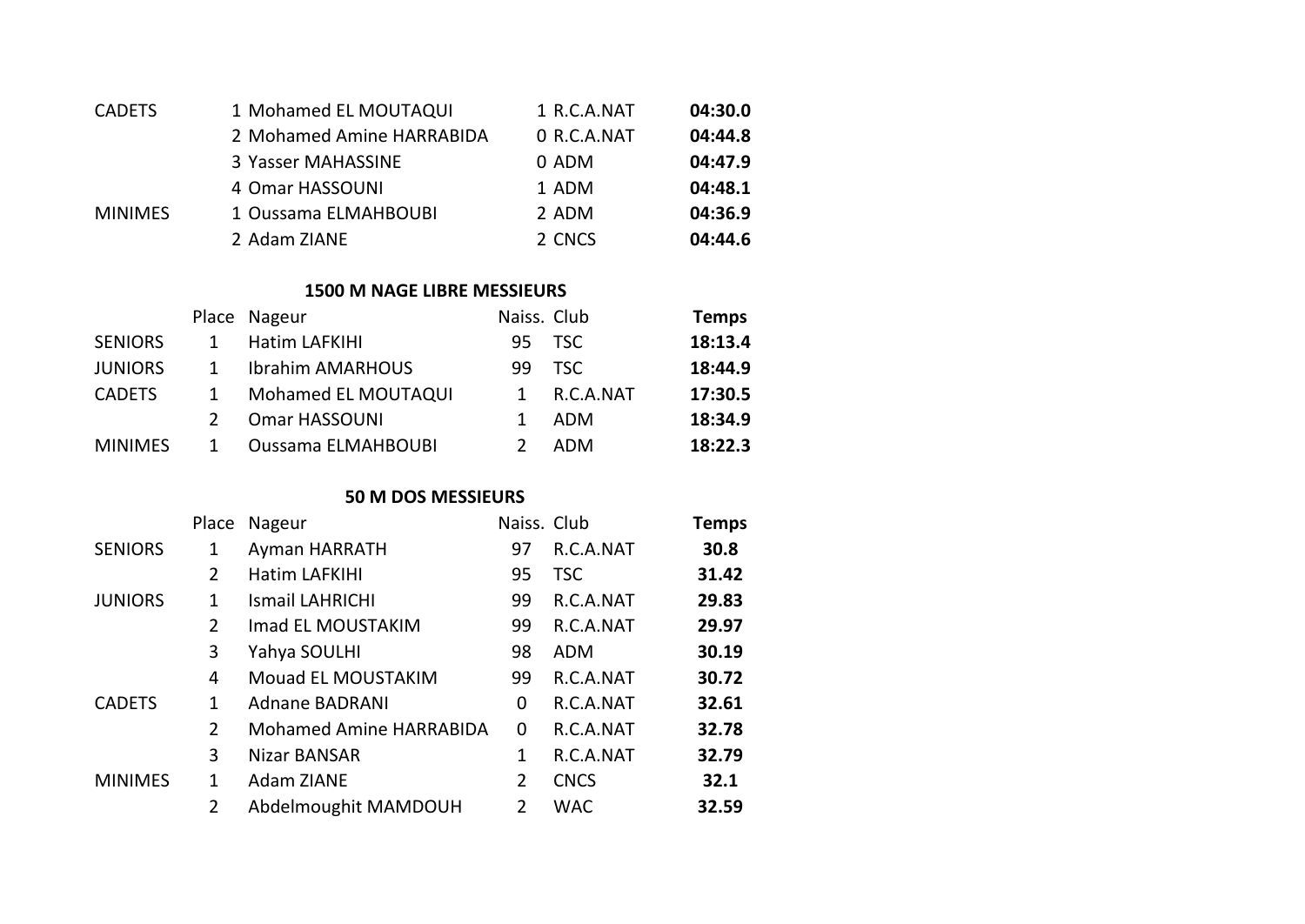| | | | | |
|---|---|---|---|---|
| CADETS | 1 Mohamed EL MOUTAQUI | 1 | R.C.A.NAT | **04:30.0** |
| | 2 Mohamed Amine HARRABIDA | 0 | R.C.A.NAT | **04:44.8** |
| | 3 Yasser MAHASSINE | 0 | ADM | **04:47.9** |
| | 4 Omar HASSOUNI | 1 | ADM | **04:48.1** |
| MINIMES | 1 Oussama ELMAHBOUBI | 2 | ADM | **04:36.9** |
| | 2 Adam ZIANE | 2 | CNCS | **04:44.6** |

### 1500 M NAGE LIBRE MESSIEURS

| | Place | Nageur | Naiss. | Club | **Temps** |
|---|---|---|---|---|---|
| SENIORS | 1 | Hatim LAFKIHI | 95 | TSC | **18:13.4** |
| JUNIORS | 1 | Ibrahim AMARHOUS | 99 | TSC | **18:44.9** |
| CADETS | 1 | Mohamed EL MOUTAQUI | 1 | R.C.A.NAT | **17:30.5** |
| | 2 | Omar HASSOUNI | 1 | ADM | **18:34.9** |
| MINIMES | 1 | Oussama ELMAHBOUBI | 2 | ADM | **18:22.3** |

### 50 M DOS MESSIEURS

| | Place | Nageur | Naiss. | Club | **Temps** |
|---|---|---|---|---|---|
| SENIORS | 1 | Ayman HARRATH | 97 | R.C.A.NAT | **30.8** |
| | 2 | Hatim LAFKIHI | 95 | TSC | **31.42** |
| JUNIORS | 1 | Ismail LAHRICHI | 99 | R.C.A.NAT | **29.83** |
| | 2 | Imad EL MOUSTAKIM | 99 | R.C.A.NAT | **29.97** |
| | 3 | Yahya SOULHI | 98 | ADM | **30.19** |
| | 4 | Mouad EL MOUSTAKIM | 99 | R.C.A.NAT | **30.72** |
| CADETS | 1 | Adnane BADRANI | 0 | R.C.A.NAT | **32.61** |
| | 2 | Mohamed Amine HARRABIDA | 0 | R.C.A.NAT | **32.78** |
| | 3 | Nizar BANSAR | 1 | R.C.A.NAT | **32.79** |
| MINIMES | 1 | Adam ZIANE | 2 | CNCS | **32.1** |
| | 2 | Abdelmoughit MAMDOUH | 2 | WAC | **32.59** |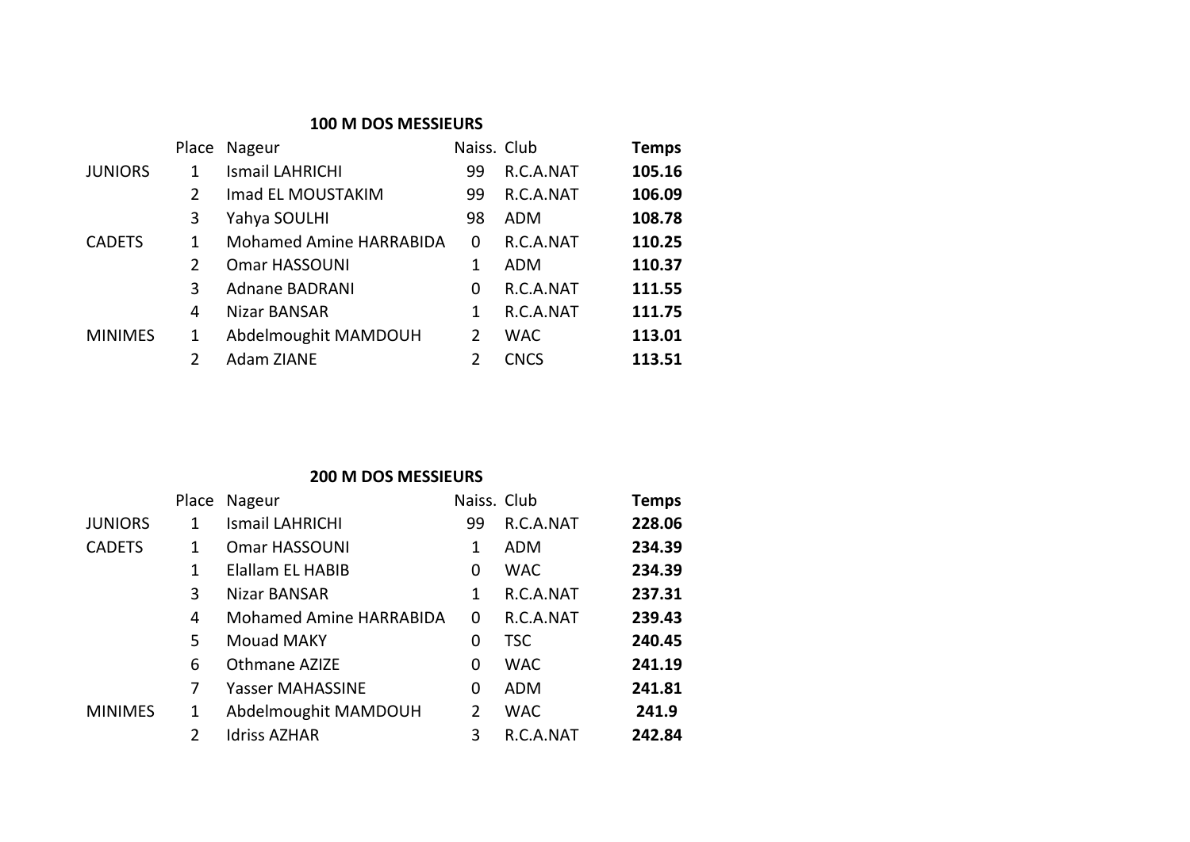## 100 M DOS MESSIEURS

| | Place | Nageur | Naiss. | Club | Temps |
|---|---|---|---|---|---|
| JUNIORS | 1 | Ismail LAHRICHI | 99 | R.C.A.NAT | **105.16** |
| | 2 | Imad EL MOUSTAKIM | 99 | R.C.A.NAT | **106.09** |
| | 3 | Yahya SOULHI | 98 | ADM | **108.78** |
| CADETS | 1 | Mohamed Amine HARRABIDA | 0 | R.C.A.NAT | **110.25** |
| | 2 | Omar HASSOUNI | 1 | ADM | **110.37** |
| | 3 | Adnane BADRANI | 0 | R.C.A.NAT | **111.55** |
| | 4 | Nizar BANSAR | 1 | R.C.A.NAT | **111.75** |
| MINIMES | 1 | Abdelmoughit MAMDOUH | 2 | WAC | **113.01** |
| | 2 | Adam ZIANE | 2 | CNCS | **113.51** |

## 200 M DOS MESSIEURS

| | Place | Nageur | Naiss. | Club | Temps |
|---|---|---|---|---|---|
| JUNIORS | 1 | Ismail LAHRICHI | 99 | R.C.A.NAT | **228.06** |
| CADETS | 1 | Omar HASSOUNI | 1 | ADM | **234.39** |
| | 1 | Elallam EL HABIB | 0 | WAC | **234.39** |
| | 3 | Nizar BANSAR | 1 | R.C.A.NAT | **237.31** |
| | 4 | Mohamed Amine HARRABIDA | 0 | R.C.A.NAT | **239.43** |
| | 5 | Mouad MAKY | 0 | TSC | **240.45** |
| | 6 | Othmane AZIZE | 0 | WAC | **241.19** |
| | 7 | Yasser MAHASSINE | 0 | ADM | **241.81** |
| MINIMES | 1 | Abdelmoughit MAMDOUH | 2 | WAC | **241.9** |
| | 2 | Idriss AZHAR | 3 | R.C.A.NAT | **242.84** |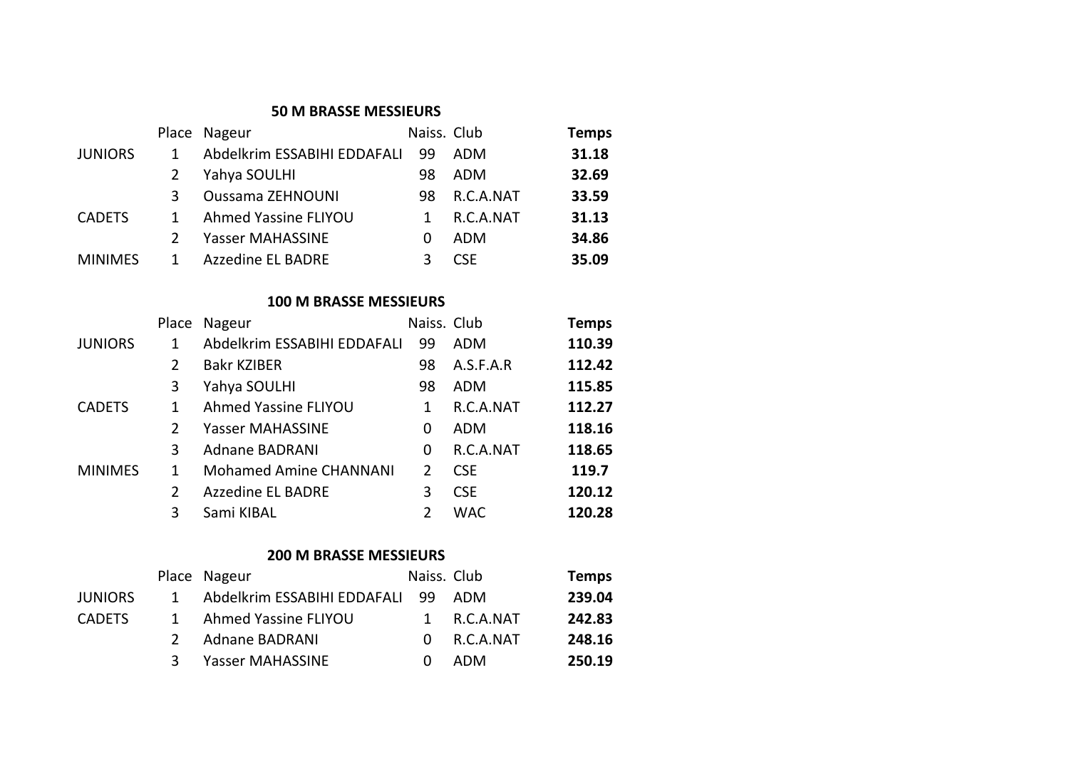### 50 M BRASSE MESSIEURS

| | Place | Nageur | Naiss. | Club | Temps |
|---|---|---|---|---|---|
| JUNIORS | 1 | Abdelkrim ESSABIHI EDDAFALI | 99 | ADM | **31.18** |
| | 2 | Yahya SOULHI | 98 | ADM | **32.69** |
| | 3 | Oussama ZEHNOUNI | 98 | R.C.A.NAT | **33.59** |
| CADETS | 1 | Ahmed Yassine FLIYOU | 1 | R.C.A.NAT | **31.13** |
| | 2 | Yasser MAHASSINE | 0 | ADM | **34.86** |
| MINIMES | 1 | Azzedine EL BADRE | 3 | CSE | **35.09** |

### 100 M BRASSE MESSIEURS

| | Place | Nageur | Naiss. | Club | Temps |
|---|---|---|---|---|---|
| JUNIORS | 1 | Abdelkrim ESSABIHI EDDAFALI | 99 | ADM | **110.39** |
| | 2 | Bakr KZIBER | 98 | A.S.F.A.R | **112.42** |
| | 3 | Yahya SOULHI | 98 | ADM | **115.85** |
| CADETS | 1 | Ahmed Yassine FLIYOU | 1 | R.C.A.NAT | **112.27** |
| | 2 | Yasser MAHASSINE | 0 | ADM | **118.16** |
| | 3 | Adnane BADRANI | 0 | R.C.A.NAT | **118.65** |
| MINIMES | 1 | Mohamed Amine CHANNANI | 2 | CSE | **119.7** |
| | 2 | Azzedine EL BADRE | 3 | CSE | **120.12** |
| | 3 | Sami KIBAL | 2 | WAC | **120.28** |

### 200 M BRASSE MESSIEURS

| | Place | Nageur | Naiss. | Club | Temps |
|---|---|---|---|---|---|
| JUNIORS | 1 | Abdelkrim ESSABIHI EDDAFALI | 99 | ADM | **239.04** |
| CADETS | 1 | Ahmed Yassine FLIYOU | 1 | R.C.A.NAT | **242.83** |
| | 2 | Adnane BADRANI | 0 | R.C.A.NAT | **248.16** |
| | 3 | Yasser MAHASSINE | 0 | ADM | **250.19** |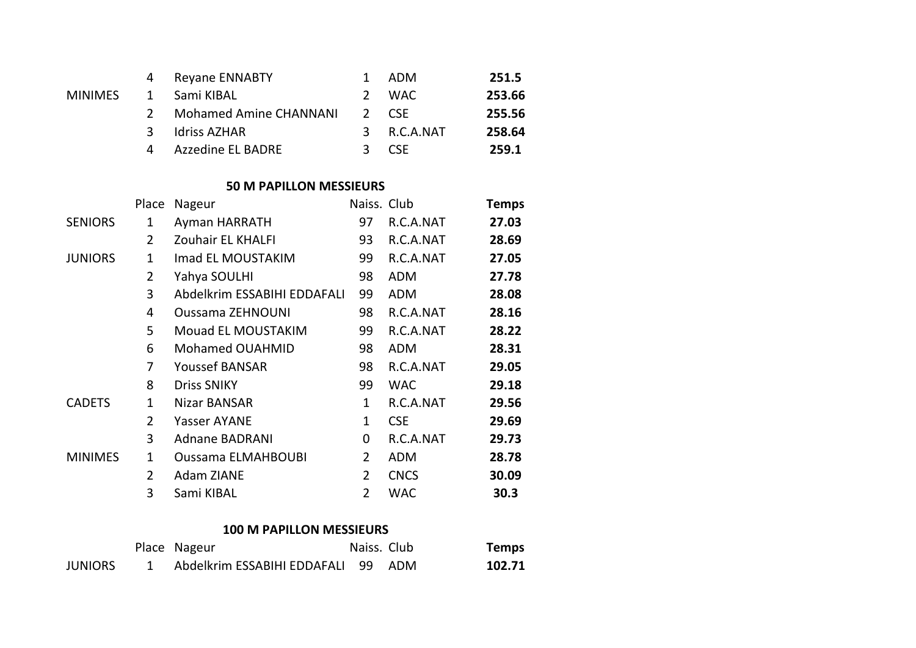| | | | | | |
|---|---|---|---|---|---|
| | 4 | Reyane ENNABTY | 1 | ADM | **251.5** |
| MINIMES | 1 | Sami KIBAL | 2 | WAC | **253.66** |
| | 2 | Mohamed Amine CHANNANI | 2 | CSE | **255.56** |
| | 3 | Idriss AZHAR | 3 | R.C.A.NAT | **258.64** |
| | 4 | Azzedine EL BADRE | 3 | CSE | **259.1** |

### 50 M PAPILLON MESSIEURS

| | Place | Nageur | Naiss. | Club | **Temps** |
|---|---|---|---|---|---|
| SENIORS | 1 | Ayman HARRATH | 97 | R.C.A.NAT | **27.03** |
| | 2 | Zouhair EL KHALFI | 93 | R.C.A.NAT | **28.69** |
| JUNIORS | 1 | Imad EL MOUSTAKIM | 99 | R.C.A.NAT | **27.05** |
| | 2 | Yahya SOULHI | 98 | ADM | **27.78** |
| | 3 | Abdelkrim ESSABIHI EDDAFALI | 99 | ADM | **28.08** |
| | 4 | Oussama ZEHNOUNI | 98 | R.C.A.NAT | **28.16** |
| | 5 | Mouad EL MOUSTAKIM | 99 | R.C.A.NAT | **28.22** |
| | 6 | Mohamed OUAHMID | 98 | ADM | **28.31** |
| | 7 | Youssef BANSAR | 98 | R.C.A.NAT | **29.05** |
| | 8 | Driss SNIKY | 99 | WAC | **29.18** |
| CADETS | 1 | Nizar BANSAR | 1 | R.C.A.NAT | **29.56** |
| | 2 | Yasser AYANE | 1 | CSE | **29.69** |
| | 3 | Adnane BADRANI | 0 | R.C.A.NAT | **29.73** |
| MINIMES | 1 | Oussama ELMAHBOUBI | 2 | ADM | **28.78** |
| | 2 | Adam ZIANE | 2 | CNCS | **30.09** |
| | 3 | Sami KIBAL | 2 | WAC | **30.3** |

### 100 M PAPILLON MESSIEURS

| | Place | Nageur | Naiss. | Club | **Temps** |
|---|---|---|---|---|---|
| JUNIORS | 1 | Abdelkrim ESSABIHI EDDAFALI | 99 | ADM | **102.71** |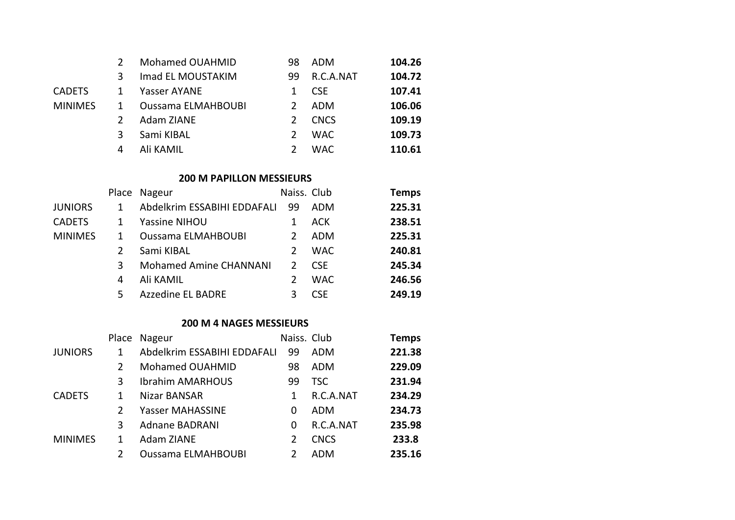| | Place | Nageur | Naiss. | Club | Temps |
|---|---|---|---|---|---|
| | 2 | Mohamed OUAHMID | 98 | ADM | **104.26** |
| | 3 | Imad EL MOUSTAKIM | 99 | R.C.A.NAT | **104.72** |
| CADETS | 1 | Yasser AYANE | 1 | CSE | **107.41** |
| MINIMES | 1 | Oussama ELMAHBOUBI | 2 | ADM | **106.06** |
| | 2 | Adam ZIANE | 2 | CNCS | **109.19** |
| | 3 | Sami KIBAL | 2 | WAC | **109.73** |
| | 4 | Ali KAMIL | 2 | WAC | **110.61** |

### 200 M PAPILLON MESSIEURS

| | Place | Nageur | Naiss. | Club | **Temps** |
|---|---|---|---|---|---|
| JUNIORS | 1 | Abdelkrim ESSABIHI EDDAFALI | 99 | ADM | **225.31** |
| CADETS | 1 | Yassine NIHOU | 1 | ACK | **238.51** |
| MINIMES | 1 | Oussama ELMAHBOUBI | 2 | ADM | **225.31** |
| | 2 | Sami KIBAL | 2 | WAC | **240.81** |
| | 3 | Mohamed Amine CHANNANI | 2 | CSE | **245.34** |
| | 4 | Ali KAMIL | 2 | WAC | **246.56** |
| | 5 | Azzedine EL BADRE | 3 | CSE | **249.19** |

### 200 M 4 NAGES MESSIEURS

| | Place | Nageur | Naiss. | Club | **Temps** |
|---|---|---|---|---|---|
| JUNIORS | 1 | Abdelkrim ESSABIHI EDDAFALI | 99 | ADM | **221.38** |
| | 2 | Mohamed OUAHMID | 98 | ADM | **229.09** |
| | 3 | Ibrahim AMARHOUS | 99 | TSC | **231.94** |
| CADETS | 1 | Nizar BANSAR | 1 | R.C.A.NAT | **234.29** |
| | 2 | Yasser MAHASSINE | 0 | ADM | **234.73** |
| | 3 | Adnane BADRANI | 0 | R.C.A.NAT | **235.98** |
| MINIMES | 1 | Adam ZIANE | 2 | CNCS | **233.8** |
| | 2 | Oussama ELMAHBOUBI | 2 | ADM | **235.16** |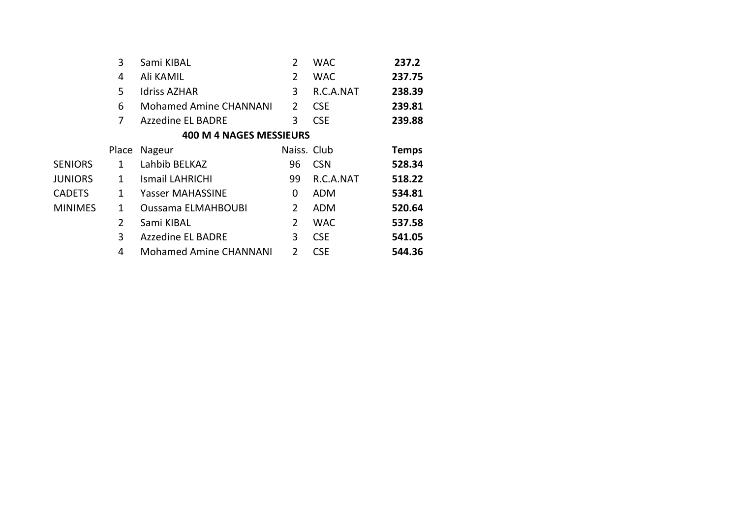| | | | | | |
|---|---|---|---|---|---|
| | 3 | Sami KIBAL | 2 | WAC | **237.2** |
| | 4 | Ali KAMIL | 2 | WAC | **237.75** |
| | 5 | Idriss AZHAR | 3 | R.C.A.NAT | **238.39** |
| | 6 | Mohamed Amine CHANNANI | 2 | CSE | **239.81** |
| | 7 | Azzedine EL BADRE | 3 | CSE | **239.88** |

## 400 M 4 NAGES MESSIEURS

| | Place | Nageur | Naiss. | Club | **Temps** |
|---|---|---|---|---|---|
| SENIORS | 1 | Lahbib BELKAZ | 96 | CSN | **528.34** |
| JUNIORS | 1 | Ismail LAHRICHI | 99 | R.C.A.NAT | **518.22** |
| CADETS | 1 | Yasser MAHASSINE | 0 | ADM | **534.81** |
| MINIMES | 1 | Oussama ELMAHBOUBI | 2 | ADM | **520.64** |
| | 2 | Sami KIBAL | 2 | WAC | **537.58** |
| | 3 | Azzedine EL BADRE | 3 | CSE | **541.05** |
| | 4 | Mohamed Amine CHANNANI | 2 | CSE | **544.36** |